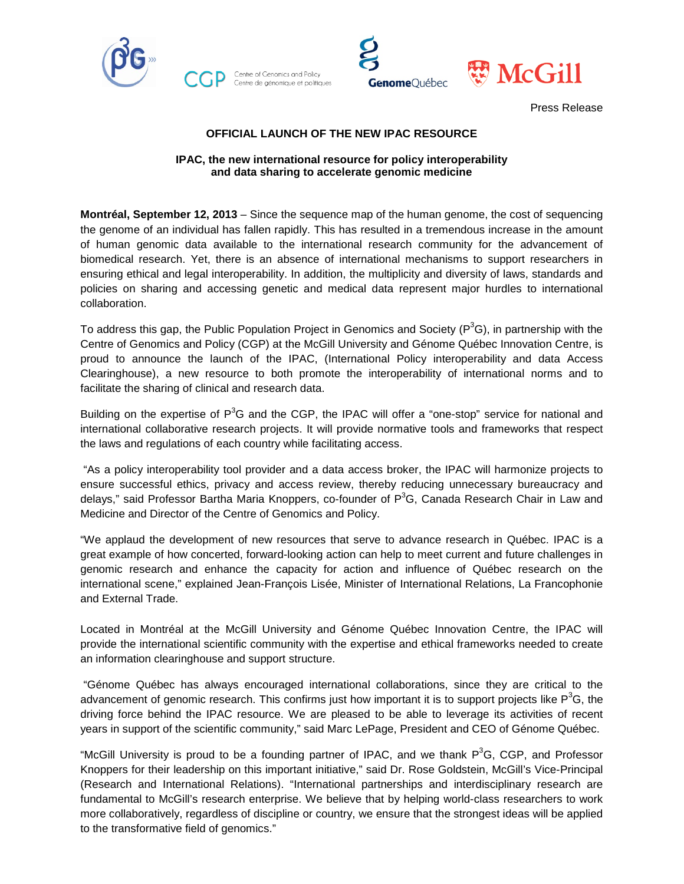Press Release

**OFFICIAL LAUNCH OF THE NEW IPAC RESOURCE**

**IPAC, the new international resource for policy interoperability and data sharing to accelerate genomic medicine**

**Montréal, September 12, 2013** – Since the sequence map of the human genome, the cost of sequencing the genome of an individual has fallen rapidly. This has resulted in a tremendous increase in the amount of human genomic data available to the international research community for the advancement of biomedical research. Yet, there is an absence of international mechanisms to support researchers in ensuring ethical and legal interoperability. In addition, the multiplicity and diversity of laws, standards and policies on sharing and accessing genetic and medical data represent major hurdles to international collaboration.

To address this gap, the Public Population Project in Genomics and Society ($P^3G$), in partnership with the Centre of Genomics and Policy (CGP) at the McGill University and Génome Québec Innovation Centre, is proud to announce the launch of the IPAC, (International Policy interoperability and data Access Clearinghouse), a new resource to both promote the interoperability of international norms and to facilitate the sharing of clinical and research data.

Building on the expertise of $P^3G$ and the CGP, the IPAC will offer a "one-stop" service for national and international collaborative research projects. It will provide normative tools and frameworks that respect the laws and regulations of each country while facilitating access.

"As a policy interoperability tool provider and a data access broker, the IPAC will harmonize projects to ensure successful ethics, privacy and access review, thereby reducing unnecessary bureaucracy and delays," said Professor Bartha Maria Knoppers, co-founder of $P^3G$, Canada Research Chair in Law and Medicine and Director of the Centre of Genomics and Policy.

"We applaud the development of new resources that serve to advance research in Québec. IPAC is a great example of how concerted, forward-looking action can help to meet current and future challenges in genomic research and enhance the capacity for action and influence of Québec research on the international scene," explained Jean-François Lisée, Minister of International Relations, La Francophonie and External Trade.

Located in Montréal at the McGill University and Génome Québec Innovation Centre, the IPAC will provide the international scientific community with the expertise and ethical frameworks needed to create an information clearinghouse and support structure.

"Génome Québec has always encouraged international collaborations, since they are critical to the advancement of genomic research. This confirms just how important it is to support projects like $P^3G$, the driving force behind the IPAC resource. We are pleased to be able to leverage its activities of recent years in support of the scientific community," said Marc LePage, President and CEO of Génome Québec.

"McGill University is proud to be a founding partner of IPAC, and we thank $P^3G$, CGP, and Professor Knoppers for their leadership on this important initiative," said Dr. Rose Goldstein, McGill's Vice-Principal (Research and International Relations). "International partnerships and interdisciplinary research are fundamental to McGill's research enterprise. We believe that by helping world-class researchers to work more collaboratively, regardless of discipline or country, we ensure that the strongest ideas will be applied to the transformative field of genomics."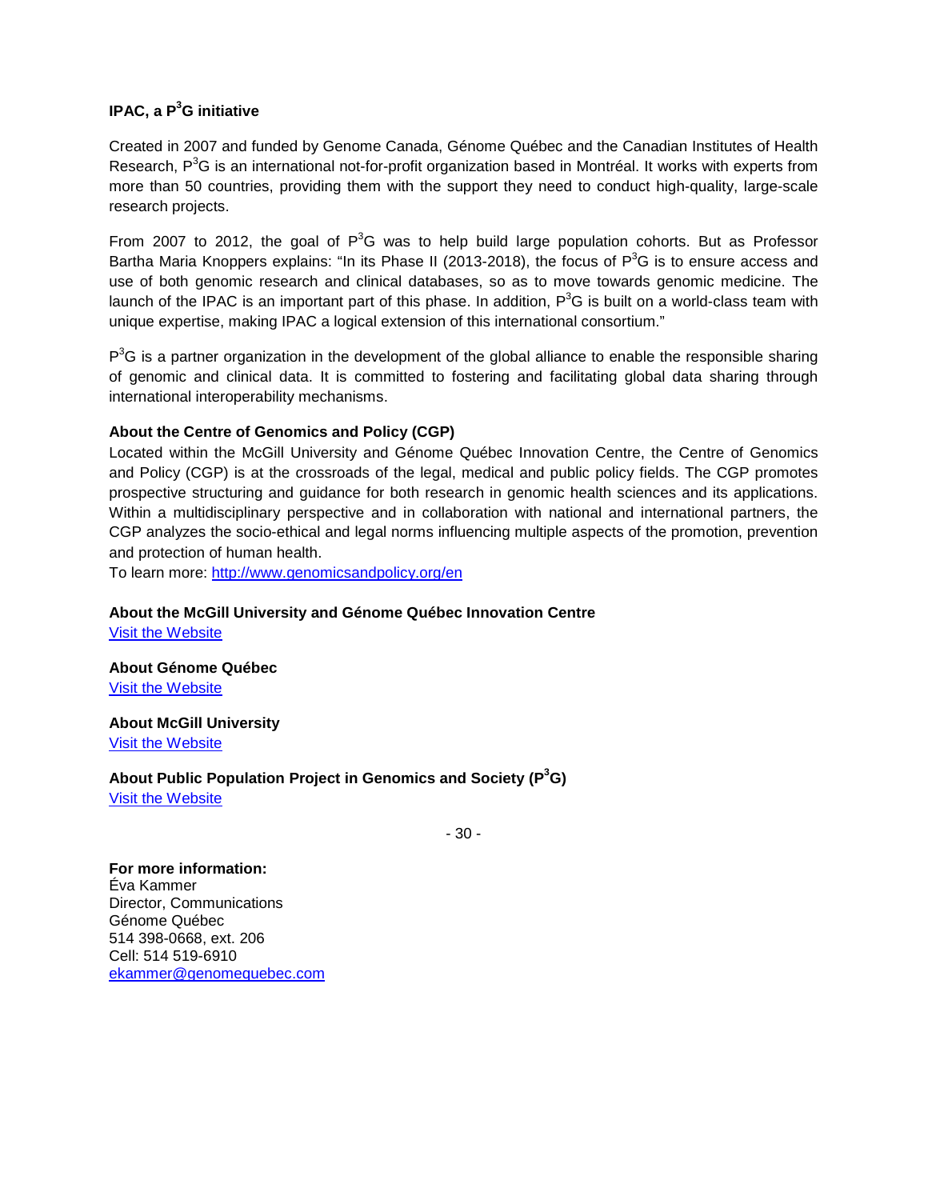**IPAC, a P$^3$G initiative**

Created in 2007 and funded by Genome Canada, Génome Québec and the Canadian Institutes of Health Research, P$^3$G is an international not-for-profit organization based in Montréal. It works with experts from more than 50 countries, providing them with the support they need to conduct high-quality, large-scale research projects.

From 2007 to 2012, the goal of P$^3$G was to help build large population cohorts. But as Professor Bartha Maria Knoppers explains: "In its Phase II (2013-2018), the focus of P$^3$G is to ensure access and use of both genomic research and clinical databases, so as to move towards genomic medicine. The launch of the IPAC is an important part of this phase. In addition, P$^3$G is built on a world-class team with unique expertise, making IPAC a logical extension of this international consortium."

P$^3$G is a partner organization in the development of the global alliance to enable the responsible sharing of genomic and clinical data. It is committed to fostering and facilitating global data sharing through international interoperability mechanisms.

**About the Centre of Genomics and Policy (CGP)**

Located within the McGill University and Génome Québec Innovation Centre, the Centre of Genomics and Policy (CGP) is at the crossroads of the legal, medical and public policy fields. The CGP promotes prospective structuring and guidance for both research in genomic health sciences and its applications. Within a multidisciplinary perspective and in collaboration with national and international partners, the CGP analyzes the socio-ethical and legal norms influencing multiple aspects of the promotion, prevention and protection of human health.

To learn more: http://www.genomicsandpolicy.org/en

**About the McGill University and Génome Québec Innovation Centre**

Visit the Website

**About Génome Québec**

Visit the Website

**About McGill University**

Visit the Website

**About Public Population Project in Genomics and Society (P$^3$G)**

Visit the Website

- 30 -

**For more information:**

Éva Kammer
Director, Communications
Génome Québec
514 398-0668, ext. 206
Cell: 514 519-6910
ekammer@genomequebec.com